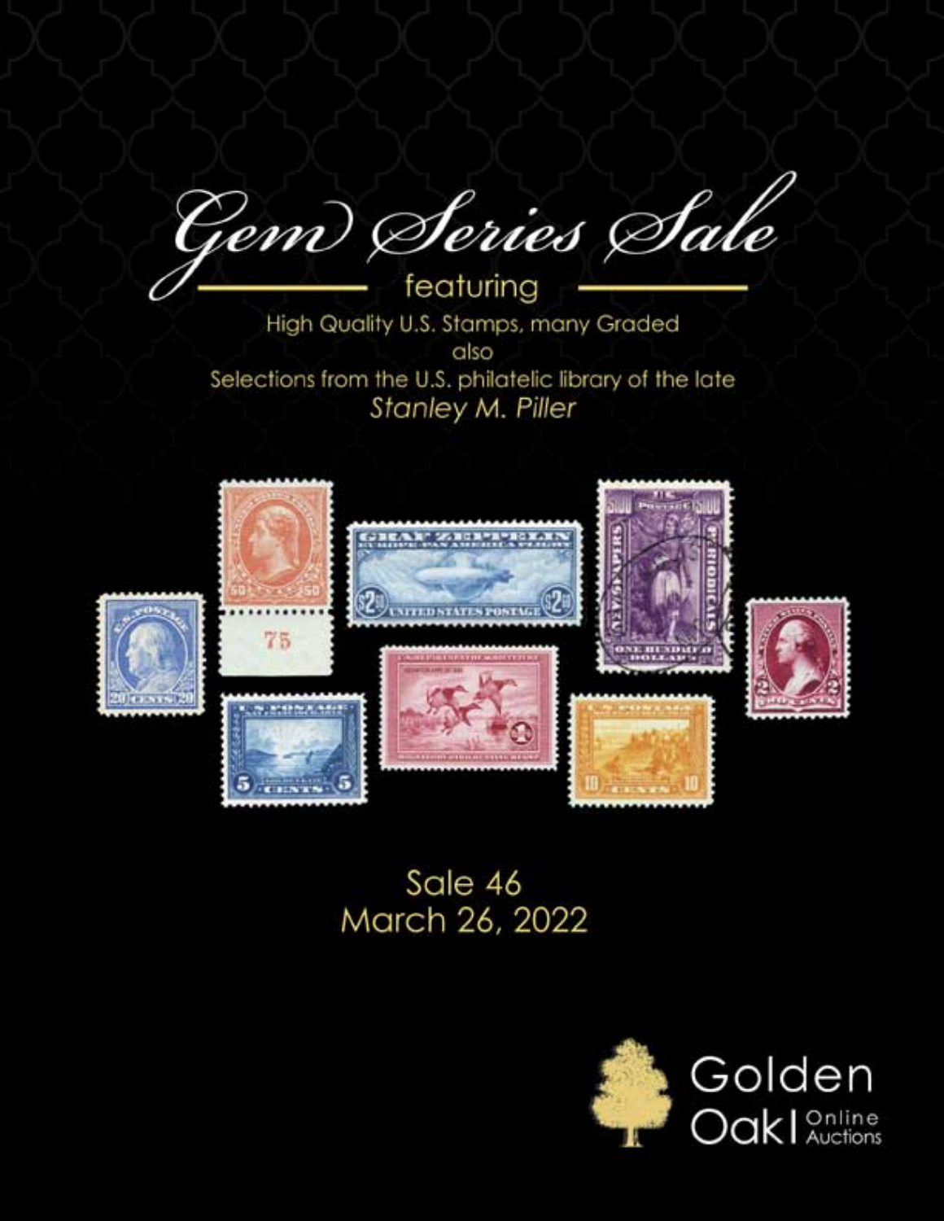# Gem Series Sale

featuring

High Quality U.S. Stamps, many Graded

also

Selections from the U.S. philatelic library of the late

*Stanley M. Piller*

Sale 46

March 26, 2022

Golden Oak | Online Auctions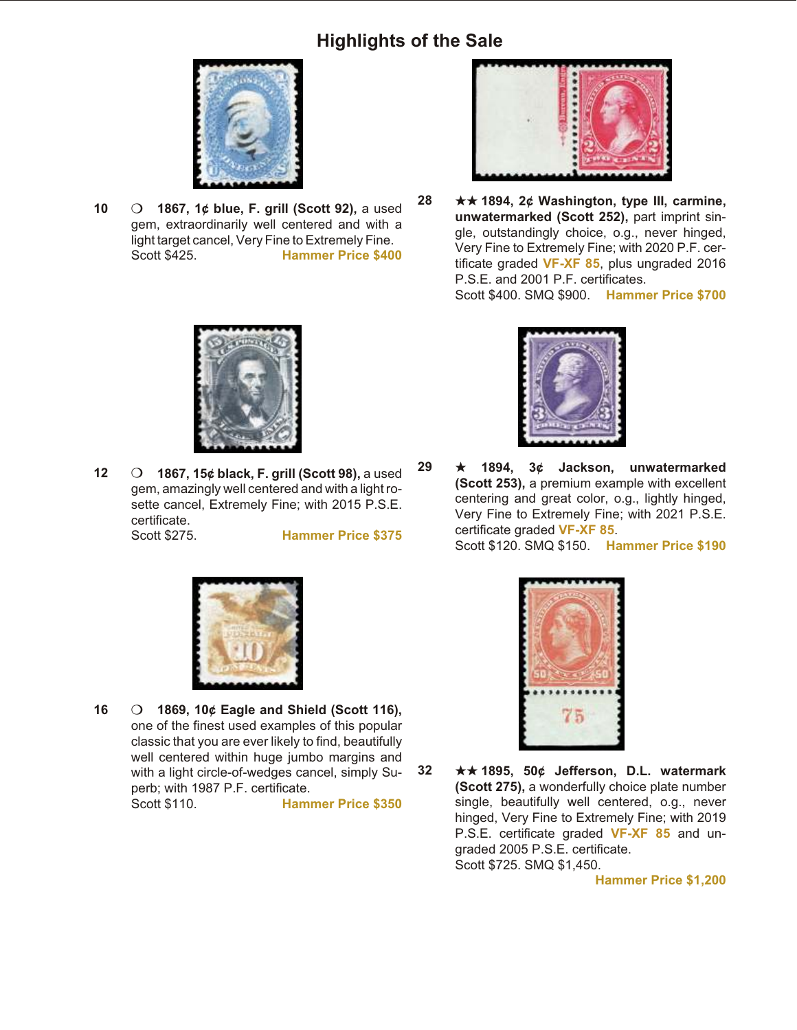# Highlights of the Sale

**10** ❍ **1867, 1¢ blue, F. grill (Scott 92),** a used gem, extraordinarily well centered and with a light target cancel, Very Fine to Extremely Fine.
Scott $425. **Hammer Price $400**

**12** ❍ **1867, 15¢ black, F. grill (Scott 98),** a used gem, amazingly well centered and with a light rosette cancel, Extremely Fine; with 2015 P.S.E. certificate.
Scott $275. **Hammer Price $375**

**16** ❍ **1869, 10¢ Eagle and Shield (Scott 116),** one of the finest used examples of this popular classic that you are ever likely to find, beautifully well centered within huge jumbo margins and with a light circle-of-wedges cancel, simply Superb; with 1987 P.F. certificate.
Scott $110. **Hammer Price $350**

**28** ★★ **1894, 2¢ Washington, type III, carmine, unwatermarked (Scott 252),** part imprint single, outstandingly choice, o.g., never hinged, Very Fine to Extremely Fine; with 2020 P.F. certificate graded **VF-XF 85**, plus ungraded 2016 P.S.E. and 2001 P.F. certificates.
Scott $400. SMQ $900. **Hammer Price $700**

**29** ★ **1894, 3¢ Jackson, unwatermarked (Scott 253),** a premium example with excellent centering and great color, o.g., lightly hinged, Very Fine to Extremely Fine; with 2021 P.S.E. certificate graded **VF-XF 85**.
Scott $120. SMQ $150. **Hammer Price $190**

**32** ★★ **1895, 50¢ Jefferson, D.L. watermark (Scott 275),** a wonderfully choice plate number single, beautifully well centered, o.g., never hinged, Very Fine to Extremely Fine; with 2019 P.S.E. certificate graded **VF-XF 85** and ungraded 2005 P.S.E. certificate.
Scott $725. SMQ $1,450.
**Hammer Price $1,200**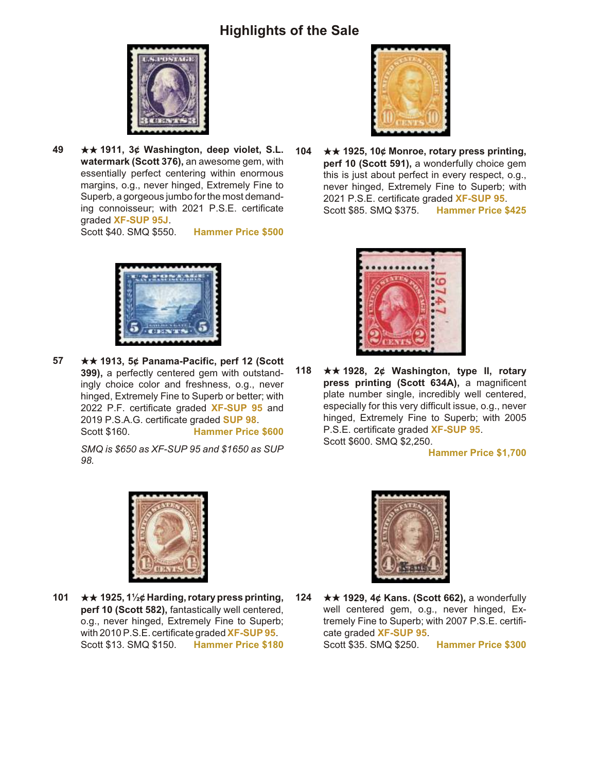# Highlights of the Sale

**49** ★★ **1911, 3¢ Washington, deep violet, S.L. watermark (Scott 376),** an awesome gem, with essentially perfect centering within enormous margins, o.g., never hinged, Extremely Fine to Superb, a gorgeous jumbo for the most demanding connoisseur; with 2021 P.S.E. certificate graded **XF-SUP 95J**.
Scott $40. SMQ $550. **Hammer Price $500**

**57** ★★ **1913, 5¢ Panama-Pacific, perf 12 (Scott 399),** a perfectly centered gem with outstandingly choice color and freshness, o.g., never hinged, Extremely Fine to Superb or better; with 2022 P.F. certificate graded **XF-SUP 95** and 2019 P.S.A.G. certificate graded **SUP 98**.
Scott $160. **Hammer Price $600**

*SMQ is $650 as XF-SUP 95 and $1650 as SUP 98.*

**101** ★★ **1925, 1½¢ Harding, rotary press printing, perf 10 (Scott 582),** fantastically well centered, o.g., never hinged, Extremely Fine to Superb; with 2010 P.S.E. certificate graded **XF-SUP 95**.
Scott $13. SMQ $150. **Hammer Price $180**

**104** ★★ **1925, 10¢ Monroe, rotary press printing, perf 10 (Scott 591),** a wonderfully choice gem this is just about perfect in every respect, o.g., never hinged, Extremely Fine to Superb; with 2021 P.S.E. certificate graded **XF-SUP 95**.
Scott $85. SMQ $375. **Hammer Price $425**

**118** ★★ **1928, 2¢ Washington, type II, rotary press printing (Scott 634A),** a magnificent plate number single, incredibly well centered, especially for this very difficult issue, o.g., never hinged, Extremely Fine to Superb; with 2005 P.S.E. certificate graded **XF-SUP 95**.
Scott $600. SMQ $2,250.
**Hammer Price $1,700**

**124** ★★ **1929, 4¢ Kans. (Scott 662),** a wonderfully well centered gem, o.g., never hinged, Extremely Fine to Superb; with 2007 P.S.E. certificate graded **XF-SUP 95**.
Scott $35. SMQ $250. **Hammer Price $300**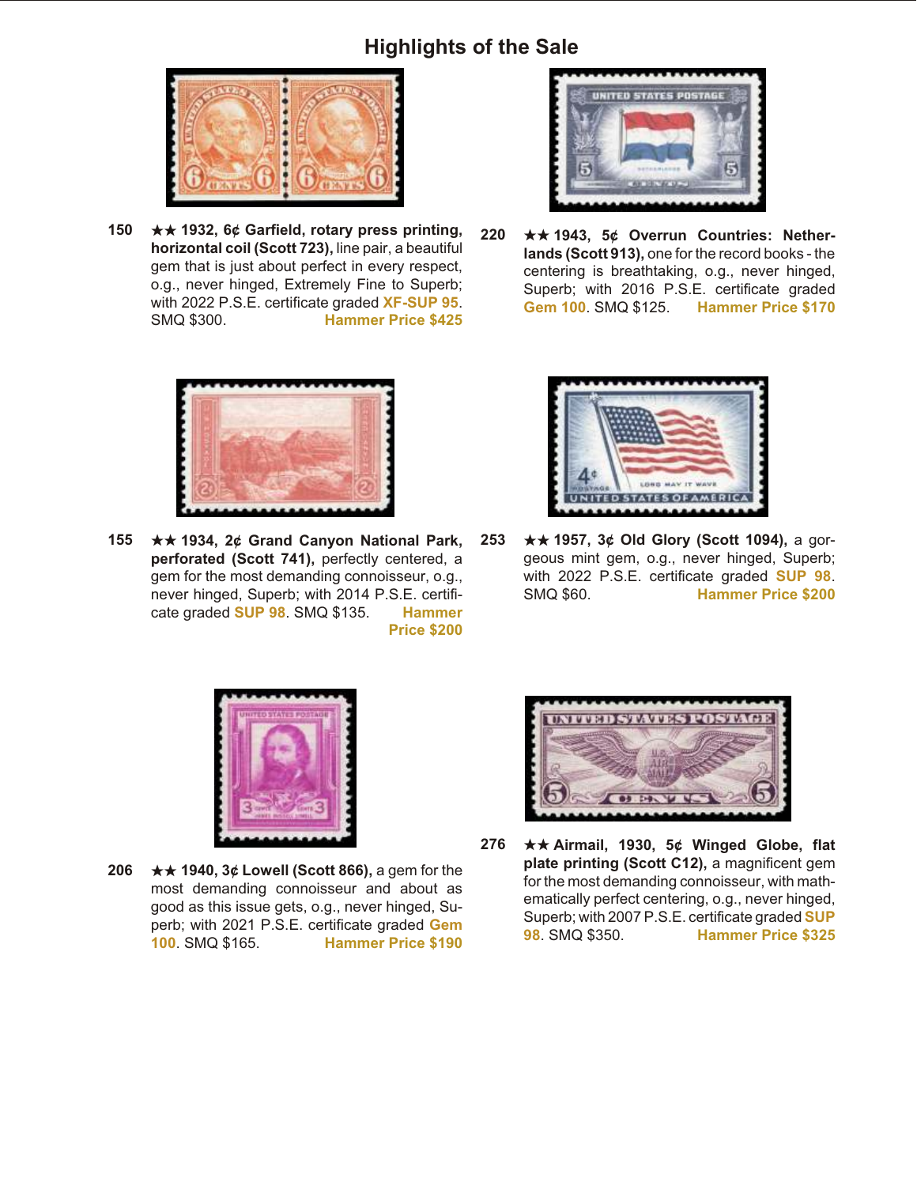# Highlights of the Sale

**150** ★★ **1932, 6¢ Garfield, rotary press printing, horizontal coil (Scott 723),** line pair, a beautiful gem that is just about perfect in every respect, o.g., never hinged, Extremely Fine to Superb; with 2022 P.S.E. certificate graded **XF-SUP 95**. SMQ $300. **Hammer Price $425**

**220** ★★ **1943, 5¢ Overrun Countries: Netherlands (Scott 913),** one for the record books - the centering is breathtaking, o.g., never hinged, Superb; with 2016 P.S.E. certificate graded **Gem 100**. SMQ $125. **Hammer Price $170**

**155** ★★ **1934, 2¢ Grand Canyon National Park, perforated (Scott 741),** perfectly centered, a gem for the most demanding connoisseur, o.g., never hinged, Superb; with 2014 P.S.E. certificate graded **SUP 98**. SMQ $135. **Hammer Price $200**

**253** ★★ **1957, 3¢ Old Glory (Scott 1094),** a gorgeous mint gem, o.g., never hinged, Superb; with 2022 P.S.E. certificate graded **SUP 98**. SMQ $60. **Hammer Price $200**

**206** ★★ **1940, 3¢ Lowell (Scott 866),** a gem for the most demanding connoisseur and about as good as this issue gets, o.g., never hinged, Superb; with 2021 P.S.E. certificate graded **Gem 100**. SMQ $165. **Hammer Price $190**

**276** ★★ **Airmail, 1930, 5¢ Winged Globe, flat plate printing (Scott C12),** a magnificent gem for the most demanding connoisseur, with mathematically perfect centering, o.g., never hinged, Superb; with 2007 P.S.E. certificate graded **SUP 98**. SMQ $350. **Hammer Price $325**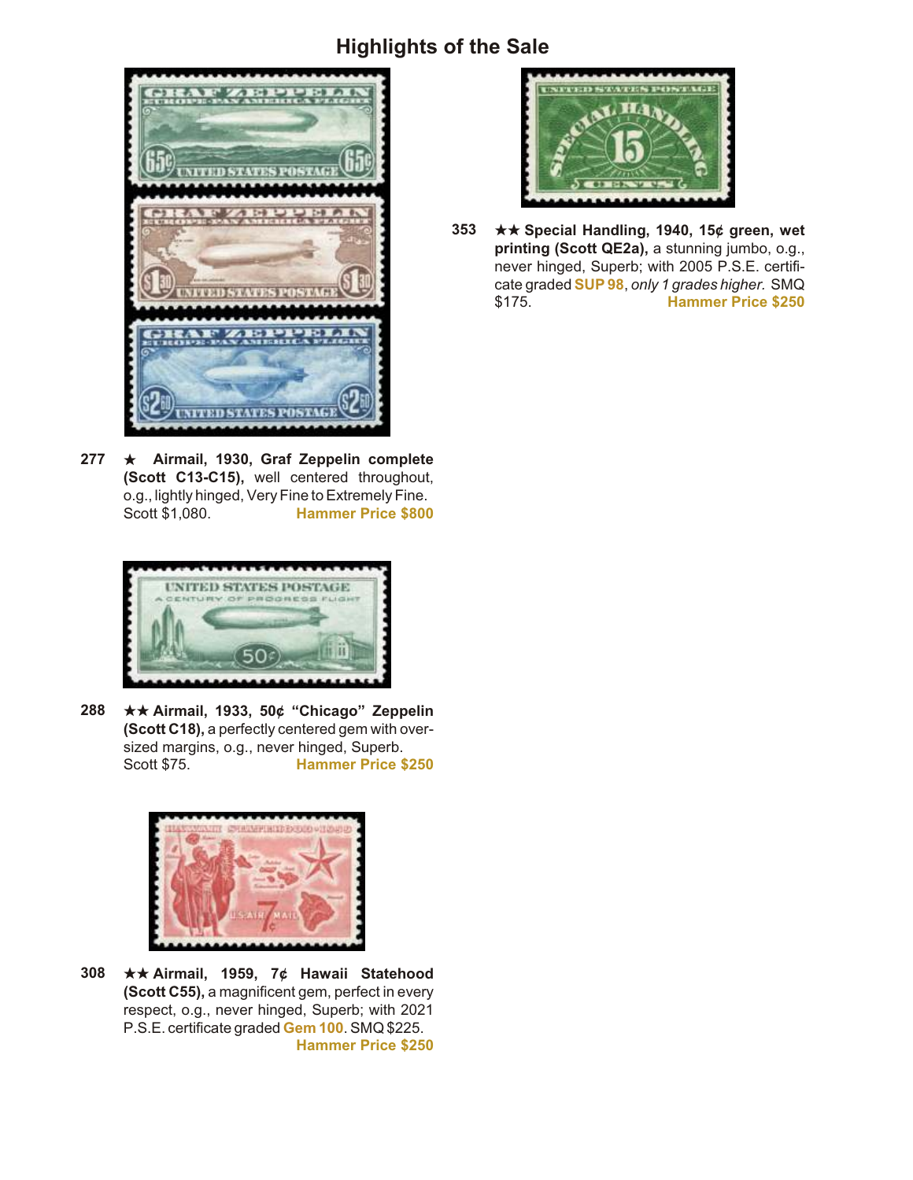## Highlights of the Sale

**277** ★ **Airmail, 1930, Graf Zeppelin complete (Scott C13-C15),** well centered throughout, o.g., lightly hinged, Very Fine to Extremely Fine. Scott $1,080. **Hammer Price $800**

**288** ★★ **Airmail, 1933, 50¢ "Chicago" Zeppelin (Scott C18),** a perfectly centered gem with oversized margins, o.g., never hinged, Superb. Scott $75. **Hammer Price $250**

**308** ★★ **Airmail, 1959, 7¢ Hawaii Statehood (Scott C55),** a magnificent gem, perfect in every respect, o.g., never hinged, Superb; with 2021 P.S.E. certificate graded **Gem 100**. SMQ $225. **Hammer Price $250**

**353** ★★ **Special Handling, 1940, 15¢ green, wet printing (Scott QE2a),** a stunning jumbo, o.g., never hinged, Superb; with 2005 P.S.E. certificate graded **SUP 98**, *only 1 grades higher.* SMQ $175. **Hammer Price $250**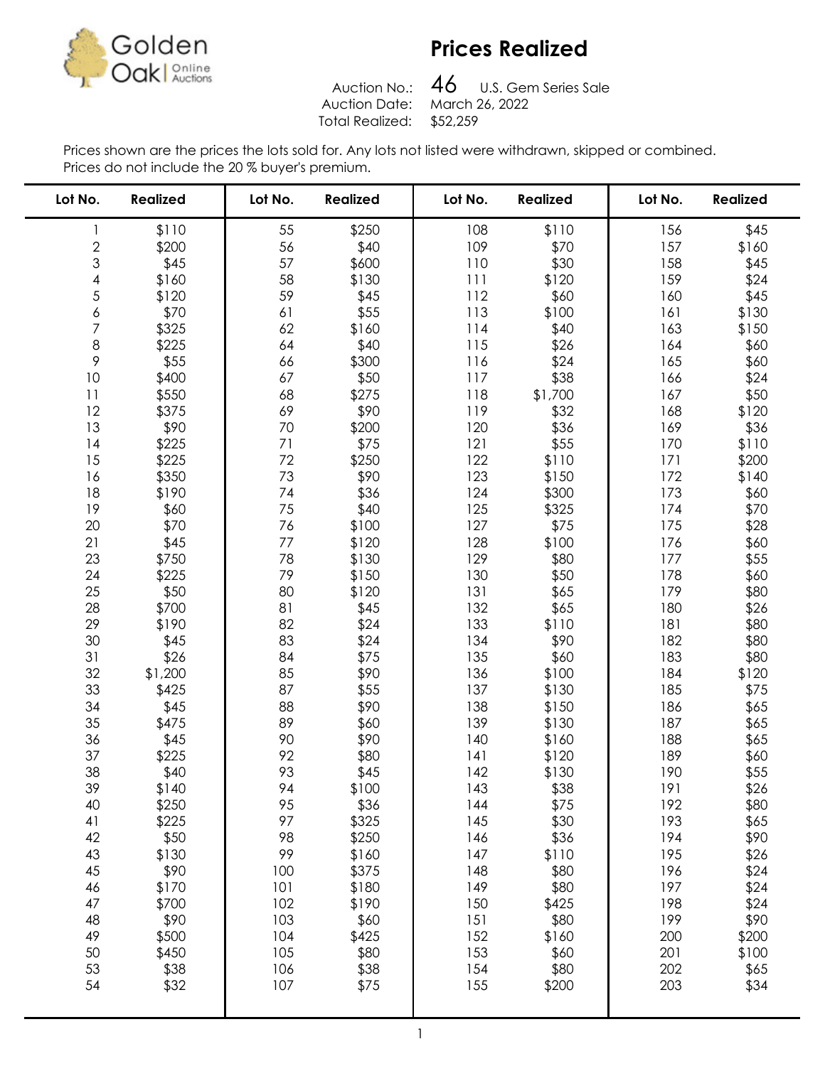# Prices Realized

Golden Oak Online Auctions

Auction No.: 46 U.S. Gem Series Sale
Auction Date: March 26, 2022
Total Realized: $52,259

Prices shown are the prices the lots sold for. Any lots not listed were withdrawn, skipped or combined.
Prices do not include the 20 % buyer's premium.

| Lot No. | Realized | Lot No. | Realized | Lot No. | Realized | Lot No. | Realized |
|---|---|---|---|---|---|---|---|
| 1 | $110 | 55 | $250 | 108 | $110 | 156 | $45 |
| 2 | $200 | 56 | $40 | 109 | $70 | 157 | $160 |
| 3 | $45 | 57 | $600 | 110 | $30 | 158 | $45 |
| 4 | $160 | 58 | $130 | 111 | $120 | 159 | $24 |
| 5 | $120 | 59 | $45 | 112 | $60 | 160 | $45 |
| 6 | $70 | 61 | $55 | 113 | $100 | 161 | $130 |
| 7 | $325 | 62 | $160 | 114 | $40 | 163 | $150 |
| 8 | $225 | 64 | $40 | 115 | $26 | 164 | $60 |
| 9 | $55 | 66 | $300 | 116 | $24 | 165 | $60 |
| 10 | $400 | 67 | $50 | 117 | $38 | 166 | $24 |
| 11 | $550 | 68 | $275 | 118 | $1,700 | 167 | $50 |
| 12 | $375 | 69 | $90 | 119 | $32 | 168 | $120 |
| 13 | $90 | 70 | $200 | 120 | $36 | 169 | $36 |
| 14 | $225 | 71 | $75 | 121 | $55 | 170 | $110 |
| 15 | $225 | 72 | $250 | 122 | $110 | 171 | $200 |
| 16 | $350 | 73 | $90 | 123 | $150 | 172 | $140 |
| 18 | $190 | 74 | $36 | 124 | $300 | 173 | $60 |
| 19 | $60 | 75 | $40 | 125 | $325 | 174 | $70 |
| 20 | $70 | 76 | $100 | 127 | $75 | 175 | $28 |
| 21 | $45 | 77 | $120 | 128 | $100 | 176 | $60 |
| 23 | $750 | 78 | $130 | 129 | $80 | 177 | $55 |
| 24 | $225 | 79 | $150 | 130 | $50 | 178 | $60 |
| 25 | $50 | 80 | $120 | 131 | $65 | 179 | $80 |
| 28 | $700 | 81 | $45 | 132 | $65 | 180 | $26 |
| 29 | $190 | 82 | $24 | 133 | $110 | 181 | $80 |
| 30 | $45 | 83 | $24 | 134 | $90 | 182 | $80 |
| 31 | $26 | 84 | $75 | 135 | $60 | 183 | $80 |
| 32 | $1,200 | 85 | $90 | 136 | $100 | 184 | $120 |
| 33 | $425 | 87 | $55 | 137 | $130 | 185 | $75 |
| 34 | $45 | 88 | $90 | 138 | $150 | 186 | $65 |
| 35 | $475 | 89 | $60 | 139 | $130 | 187 | $65 |
| 36 | $45 | 90 | $90 | 140 | $160 | 188 | $65 |
| 37 | $225 | 92 | $80 | 141 | $120 | 189 | $60 |
| 38 | $40 | 93 | $45 | 142 | $130 | 190 | $55 |
| 39 | $140 | 94 | $100 | 143 | $38 | 191 | $26 |
| 40 | $250 | 95 | $36 | 144 | $75 | 192 | $80 |
| 41 | $225 | 97 | $325 | 145 | $30 | 193 | $65 |
| 42 | $50 | 98 | $250 | 146 | $36 | 194 | $90 |
| 43 | $130 | 99 | $160 | 147 | $110 | 195 | $26 |
| 45 | $90 | 100 | $375 | 148 | $80 | 196 | $24 |
| 46 | $170 | 101 | $180 | 149 | $80 | 197 | $24 |
| 47 | $700 | 102 | $190 | 150 | $425 | 198 | $24 |
| 48 | $90 | 103 | $60 | 151 | $80 | 199 | $90 |
| 49 | $500 | 104 | $425 | 152 | $160 | 200 | $200 |
| 50 | $450 | 105 | $80 | 153 | $60 | 201 | $100 |
| 53 | $38 | 106 | $38 | 154 | $80 | 202 | $65 |
| 54 | $32 | 107 | $75 | 155 | $200 | 203 | $34 |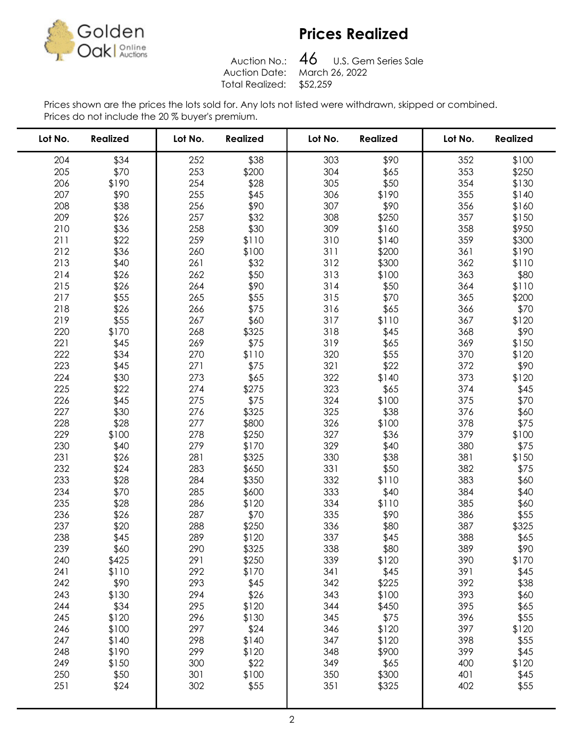Golden Oak | Online Auctions

# Prices Realized

Auction No.: 46 U.S. Gem Series Sale
Auction Date: March 26, 2022
Total Realized: $52,259

Prices shown are the prices the lots sold for. Any lots not listed were withdrawn, skipped or combined.
Prices do not include the 20 % buyer's premium.

| Lot No. | Realized | Lot No. | Realized | Lot No. | Realized | Lot No. | Realized |
|---|---|---|---|---|---|---|---|
| 204 | $34 | 252 | $38 | 303 | $90 | 352 | $100 |
| 205 | $70 | 253 | $200 | 304 | $65 | 353 | $250 |
| 206 | $190 | 254 | $28 | 305 | $50 | 354 | $130 |
| 207 | $90 | 255 | $45 | 306 | $190 | 355 | $140 |
| 208 | $38 | 256 | $90 | 307 | $90 | 356 | $160 |
| 209 | $26 | 257 | $32 | 308 | $250 | 357 | $150 |
| 210 | $36 | 258 | $30 | 309 | $160 | 358 | $950 |
| 211 | $22 | 259 | $110 | 310 | $140 | 359 | $300 |
| 212 | $36 | 260 | $100 | 311 | $200 | 361 | $190 |
| 213 | $40 | 261 | $32 | 312 | $300 | 362 | $110 |
| 214 | $26 | 262 | $50 | 313 | $100 | 363 | $80 |
| 215 | $26 | 264 | $90 | 314 | $50 | 364 | $110 |
| 217 | $55 | 265 | $55 | 315 | $70 | 365 | $200 |
| 218 | $26 | 266 | $75 | 316 | $65 | 366 | $70 |
| 219 | $55 | 267 | $60 | 317 | $110 | 367 | $120 |
| 220 | $170 | 268 | $325 | 318 | $45 | 368 | $90 |
| 221 | $45 | 269 | $75 | 319 | $65 | 369 | $150 |
| 222 | $34 | 270 | $110 | 320 | $55 | 370 | $120 |
| 223 | $45 | 271 | $75 | 321 | $22 | 372 | $90 |
| 224 | $30 | 273 | $65 | 322 | $140 | 373 | $120 |
| 225 | $22 | 274 | $275 | 323 | $65 | 374 | $45 |
| 226 | $45 | 275 | $75 | 324 | $100 | 375 | $70 |
| 227 | $30 | 276 | $325 | 325 | $38 | 376 | $60 |
| 228 | $28 | 277 | $800 | 326 | $100 | 378 | $75 |
| 229 | $100 | 278 | $250 | 327 | $36 | 379 | $100 |
| 230 | $40 | 279 | $170 | 329 | $40 | 380 | $75 |
| 231 | $26 | 281 | $325 | 330 | $38 | 381 | $150 |
| 232 | $24 | 283 | $650 | 331 | $50 | 382 | $75 |
| 233 | $28 | 284 | $350 | 332 | $110 | 383 | $60 |
| 234 | $70 | 285 | $600 | 333 | $40 | 384 | $40 |
| 235 | $28 | 286 | $120 | 334 | $110 | 385 | $60 |
| 236 | $26 | 287 | $70 | 335 | $90 | 386 | $55 |
| 237 | $20 | 288 | $250 | 336 | $80 | 387 | $325 |
| 238 | $45 | 289 | $120 | 337 | $45 | 388 | $65 |
| 239 | $60 | 290 | $325 | 338 | $80 | 389 | $90 |
| 240 | $425 | 291 | $250 | 339 | $120 | 390 | $170 |
| 241 | $110 | 292 | $170 | 341 | $45 | 391 | $45 |
| 242 | $90 | 293 | $45 | 342 | $225 | 392 | $38 |
| 243 | $130 | 294 | $26 | 343 | $100 | 393 | $60 |
| 244 | $34 | 295 | $120 | 344 | $450 | 395 | $65 |
| 245 | $120 | 296 | $130 | 345 | $75 | 396 | $55 |
| 246 | $100 | 297 | $24 | 346 | $120 | 397 | $120 |
| 247 | $140 | 298 | $140 | 347 | $120 | 398 | $55 |
| 248 | $190 | 299 | $120 | 348 | $900 | 399 | $45 |
| 249 | $150 | 300 | $22 | 349 | $65 | 400 | $120 |
| 250 | $50 | 301 | $100 | 350 | $300 | 401 | $45 |
| 251 | $24 | 302 | $55 | 351 | $325 | 402 | $55 |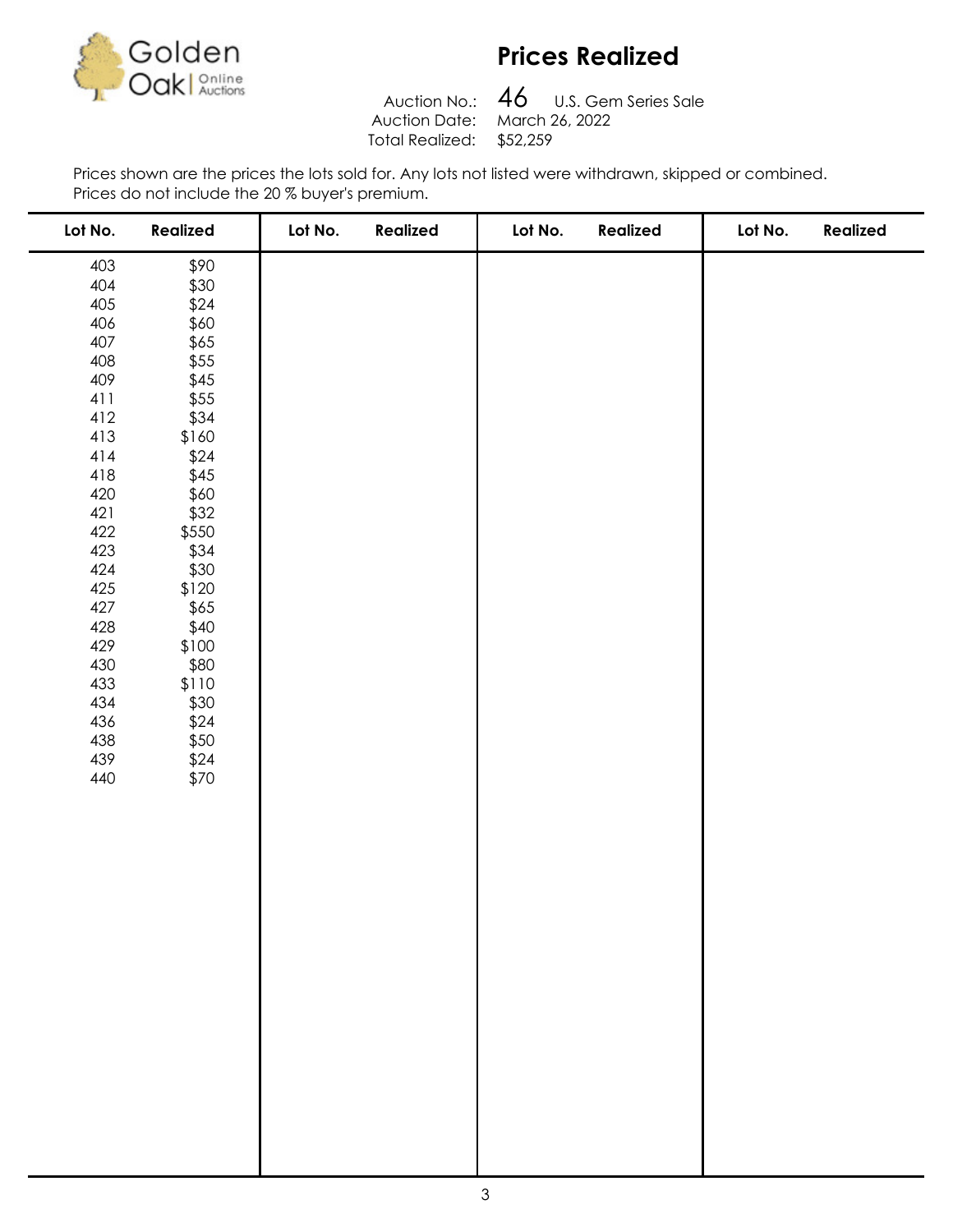Golden Oak Online Auctions

# Prices Realized

Auction No.: 46 U.S. Gem Series Sale
Auction Date: March 26, 2022
Total Realized: $52,259

Prices shown are the prices the lots sold for. Any lots not listed were withdrawn, skipped or combined.
Prices do not include the 20 % buyer's premium.

| Lot No. | Realized | Lot No. | Realized | Lot No. | Realized | Lot No. | Realized |
|---|---|---|---|---|---|---|---|
| 403 | $90 | | | | | | |
| 404 | $30 | | | | | | |
| 405 | $24 | | | | | | |
| 406 | $60 | | | | | | |
| 407 | $65 | | | | | | |
| 408 | $55 | | | | | | |
| 409 | $45 | | | | | | |
| 411 | $55 | | | | | | |
| 412 | $34 | | | | | | |
| 413 | $160 | | | | | | |
| 414 | $24 | | | | | | |
| 418 | $45 | | | | | | |
| 420 | $60 | | | | | | |
| 421 | $32 | | | | | | |
| 422 | $550 | | | | | | |
| 423 | $34 | | | | | | |
| 424 | $30 | | | | | | |
| 425 | $120 | | | | | | |
| 427 | $65 | | | | | | |
| 428 | $40 | | | | | | |
| 429 | $100 | | | | | | |
| 430 | $80 | | | | | | |
| 433 | $110 | | | | | | |
| 434 | $30 | | | | | | |
| 436 | $24 | | | | | | |
| 438 | $50 | | | | | | |
| 439 | $24 | | | | | | |
| 440 | $70 | | | | | | |